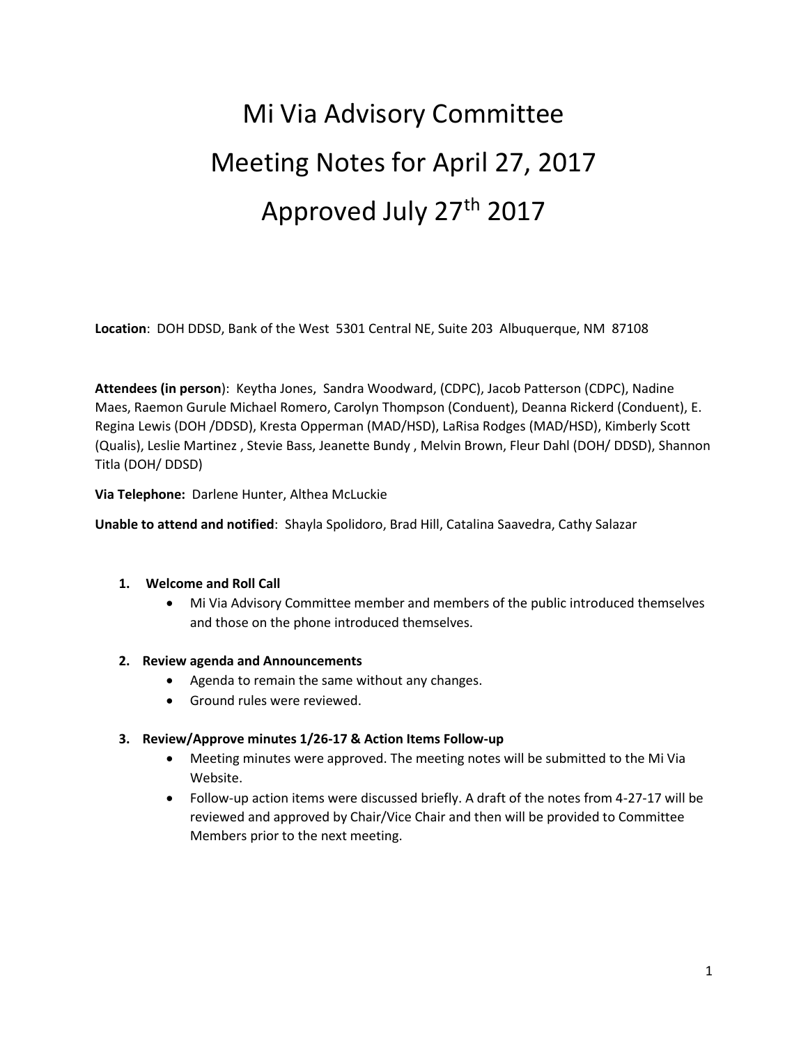# Mi Via Advisory Committee
# Meeting Notes for April 27, 2017
# Approved July 27th 2017

**Location**: DOH DDSD, Bank of the West 5301 Central NE, Suite 203 Albuquerque, NM 87108

**Attendees (in person)**: Keytha Jones, Sandra Woodward, (CDPC), Jacob Patterson (CDPC), Nadine Maes, Raemon Gurule Michael Romero, Carolyn Thompson (Conduent), Deanna Rickerd (Conduent), E. Regina Lewis (DOH /DDSD), Kresta Opperman (MAD/HSD), LaRisa Rodges (MAD/HSD), Kimberly Scott (Qualis), Leslie Martinez , Stevie Bass, Jeanette Bundy , Melvin Brown, Fleur Dahl (DOH/ DDSD), Shannon Titla (DOH/ DDSD)

**Via Telephone:** Darlene Hunter, Althea McLuckie

**Unable to attend and notified**: Shayla Spolidoro, Brad Hill, Catalina Saavedra, Cathy Salazar

1. **Welcome and Roll Call**
   - Mi Via Advisory Committee member and members of the public introduced themselves and those on the phone introduced themselves.

2. **Review agenda and Announcements**
   - Agenda to remain the same without any changes.
   - Ground rules were reviewed.

3. **Review/Approve minutes 1/26-17 & Action Items Follow-up**
   - Meeting minutes were approved. The meeting notes will be submitted to the Mi Via Website.
   - Follow-up action items were discussed briefly. A draft of the notes from 4-27-17 will be reviewed and approved by Chair/Vice Chair and then will be provided to Committee Members prior to the next meeting.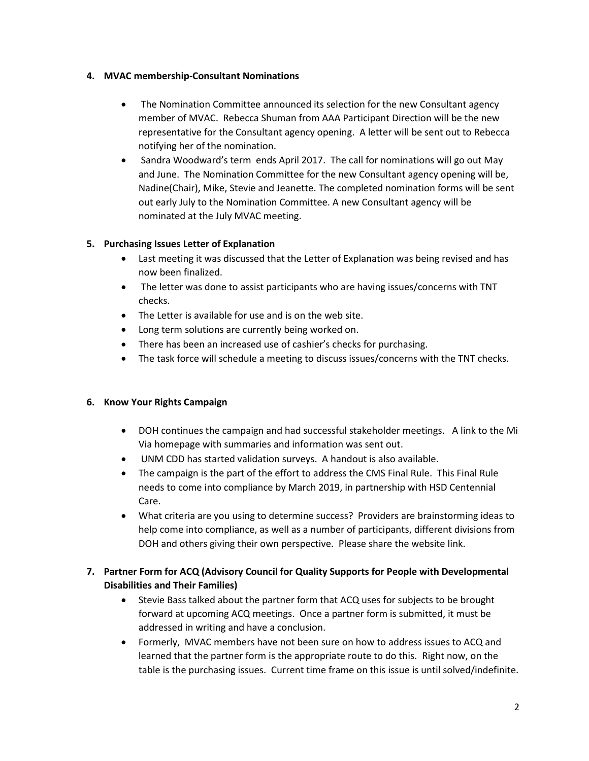**4. MVAC membership-Consultant Nominations**

- The Nomination Committee announced its selection for the new Consultant agency member of MVAC. Rebecca Shuman from AAA Participant Direction will be the new representative for the Consultant agency opening. A letter will be sent out to Rebecca notifying her of the nomination.
- Sandra Woodward's term ends April 2017. The call for nominations will go out May and June. The Nomination Committee for the new Consultant agency opening will be, Nadine(Chair), Mike, Stevie and Jeanette. The completed nomination forms will be sent out early July to the Nomination Committee. A new Consultant agency will be nominated at the July MVAC meeting.

**5. Purchasing Issues Letter of Explanation**

- Last meeting it was discussed that the Letter of Explanation was being revised and has now been finalized.
- The letter was done to assist participants who are having issues/concerns with TNT checks.
- The Letter is available for use and is on the web site.
- Long term solutions are currently being worked on.
- There has been an increased use of cashier's checks for purchasing.
- The task force will schedule a meeting to discuss issues/concerns with the TNT checks.

**6. Know Your Rights Campaign**

- DOH continues the campaign and had successful stakeholder meetings. A link to the Mi Via homepage with summaries and information was sent out.
- UNM CDD has started validation surveys. A handout is also available.
- The campaign is the part of the effort to address the CMS Final Rule. This Final Rule needs to come into compliance by March 2019, in partnership with HSD Centennial Care.
- What criteria are you using to determine success? Providers are brainstorming ideas to help come into compliance, as well as a number of participants, different divisions from DOH and others giving their own perspective. Please share the website link.

**7. Partner Form for ACQ (Advisory Council for Quality Supports for People with Developmental Disabilities and Their Families)**

- Stevie Bass talked about the partner form that ACQ uses for subjects to be brought forward at upcoming ACQ meetings. Once a partner form is submitted, it must be addressed in writing and have a conclusion.
- Formerly, MVAC members have not been sure on how to address issues to ACQ and learned that the partner form is the appropriate route to do this. Right now, on the table is the purchasing issues. Current time frame on this issue is until solved/indefinite.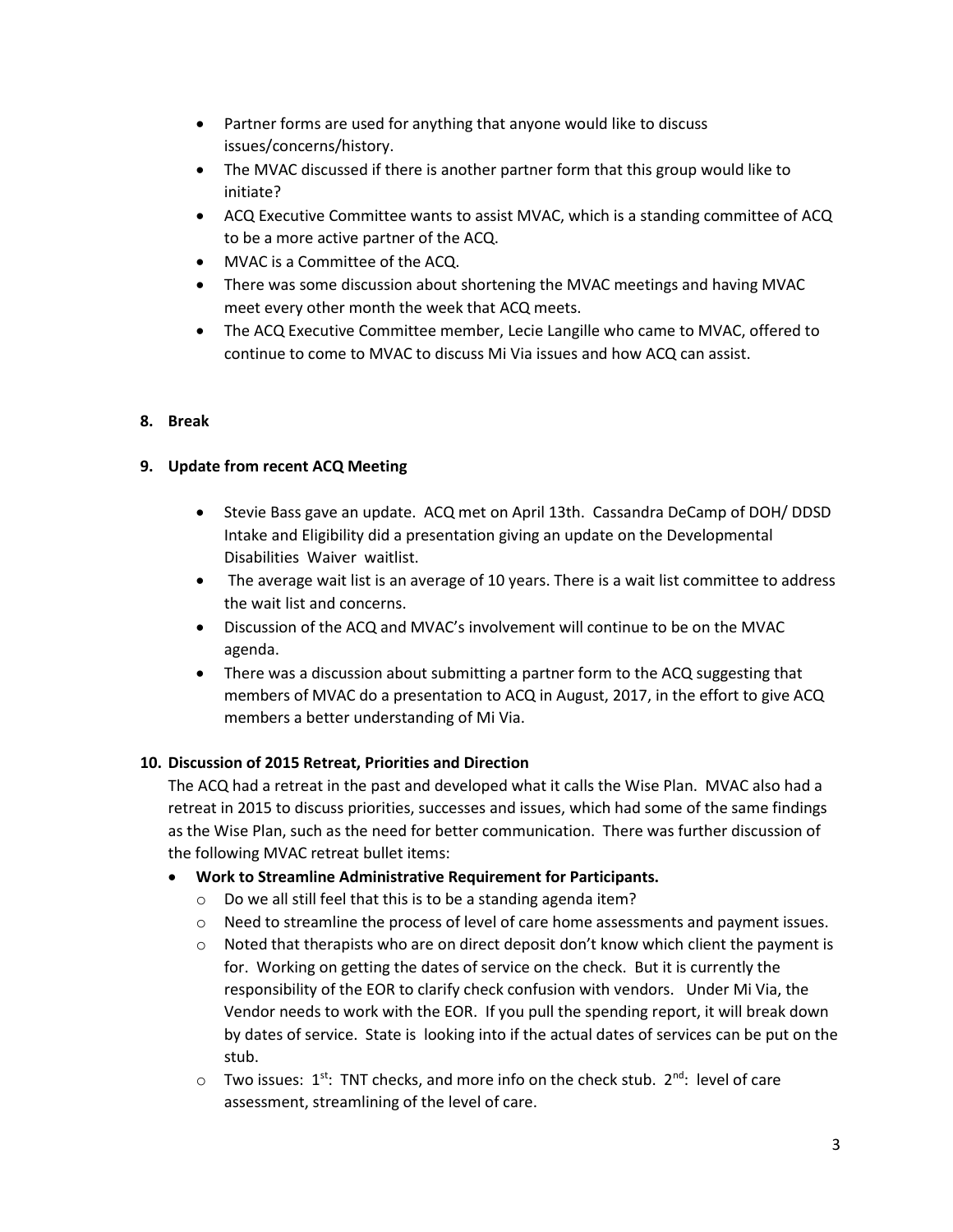- Partner forms are used for anything that anyone would like to discuss issues/concerns/history.
- The MVAC discussed if there is another partner form that this group would like to initiate?
- ACQ Executive Committee wants to assist MVAC, which is a standing committee of ACQ to be a more active partner of the ACQ.
- MVAC is a Committee of the ACQ.
- There was some discussion about shortening the MVAC meetings and having MVAC meet every other month the week that ACQ meets.
- The ACQ Executive Committee member, Lecie Langille who came to MVAC, offered to continue to come to MVAC to discuss Mi Via issues and how ACQ can assist.

**8. Break**

**9. Update from recent ACQ Meeting**

- Stevie Bass gave an update. ACQ met on April 13th. Cassandra DeCamp of DOH/ DDSD Intake and Eligibility did a presentation giving an update on the Developmental Disabilities Waiver waitlist.
- The average wait list is an average of 10 years. There is a wait list committee to address the wait list and concerns.
- Discussion of the ACQ and MVAC's involvement will continue to be on the MVAC agenda.
- There was a discussion about submitting a partner form to the ACQ suggesting that members of MVAC do a presentation to ACQ in August, 2017, in the effort to give ACQ members a better understanding of Mi Via.

**10. Discussion of 2015 Retreat, Priorities and Direction**

The ACQ had a retreat in the past and developed what it calls the Wise Plan. MVAC also had a retreat in 2015 to discuss priorities, successes and issues, which had some of the same findings as the Wise Plan, such as the need for better communication. There was further discussion of the following MVAC retreat bullet items:

- **Work to Streamline Administrative Requirement for Participants.**
  - Do we all still feel that this is to be a standing agenda item?
  - Need to streamline the process of level of care home assessments and payment issues.
  - Noted that therapists who are on direct deposit don't know which client the payment is for. Working on getting the dates of service on the check. But it is currently the responsibility of the EOR to clarify check confusion with vendors. Under Mi Via, the Vendor needs to work with the EOR. If you pull the spending report, it will break down by dates of service. State is looking into if the actual dates of services can be put on the stub.
  - Two issues: 1st: TNT checks, and more info on the check stub. 2nd: level of care assessment, streamlining of the level of care.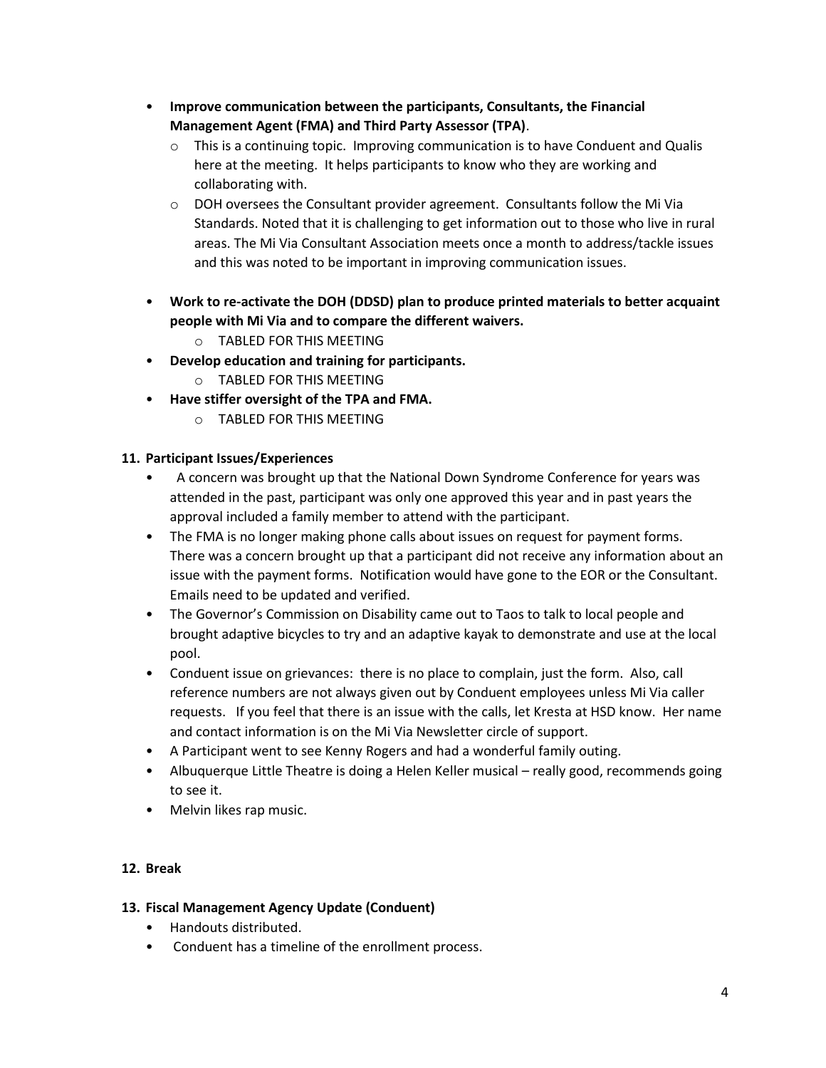- **Improve communication between the participants, Consultants, the Financial Management Agent (FMA) and Third Party Assessor (TPA)**.
  - This is a continuing topic. Improving communication is to have Conduent and Qualis here at the meeting. It helps participants to know who they are working and collaborating with.
  - DOH oversees the Consultant provider agreement. Consultants follow the Mi Via Standards. Noted that it is challenging to get information out to those who live in rural areas. The Mi Via Consultant Association meets once a month to address/tackle issues and this was noted to be important in improving communication issues.
- **Work to re-activate the DOH (DDSD) plan to produce printed materials to better acquaint people with Mi Via and to compare the different waivers.**
  - TABLED FOR THIS MEETING
- **Develop education and training for participants.**
  - TABLED FOR THIS MEETING
- **Have stiffer oversight of the TPA and FMA.**
  - TABLED FOR THIS MEETING

**11. Participant Issues/Experiences**

- A concern was brought up that the National Down Syndrome Conference for years was attended in the past, participant was only one approved this year and in past years the approval included a family member to attend with the participant.
- The FMA is no longer making phone calls about issues on request for payment forms. There was a concern brought up that a participant did not receive any information about an issue with the payment forms. Notification would have gone to the EOR or the Consultant. Emails need to be updated and verified.
- The Governor's Commission on Disability came out to Taos to talk to local people and brought adaptive bicycles to try and an adaptive kayak to demonstrate and use at the local pool.
- Conduent issue on grievances: there is no place to complain, just the form. Also, call reference numbers are not always given out by Conduent employees unless Mi Via caller requests. If you feel that there is an issue with the calls, let Kresta at HSD know. Her name and contact information is on the Mi Via Newsletter circle of support.
- A Participant went to see Kenny Rogers and had a wonderful family outing.
- Albuquerque Little Theatre is doing a Helen Keller musical – really good, recommends going to see it.
- Melvin likes rap music.

**12. Break**

**13. Fiscal Management Agency Update (Conduent)**

- Handouts distributed.
- Conduent has a timeline of the enrollment process.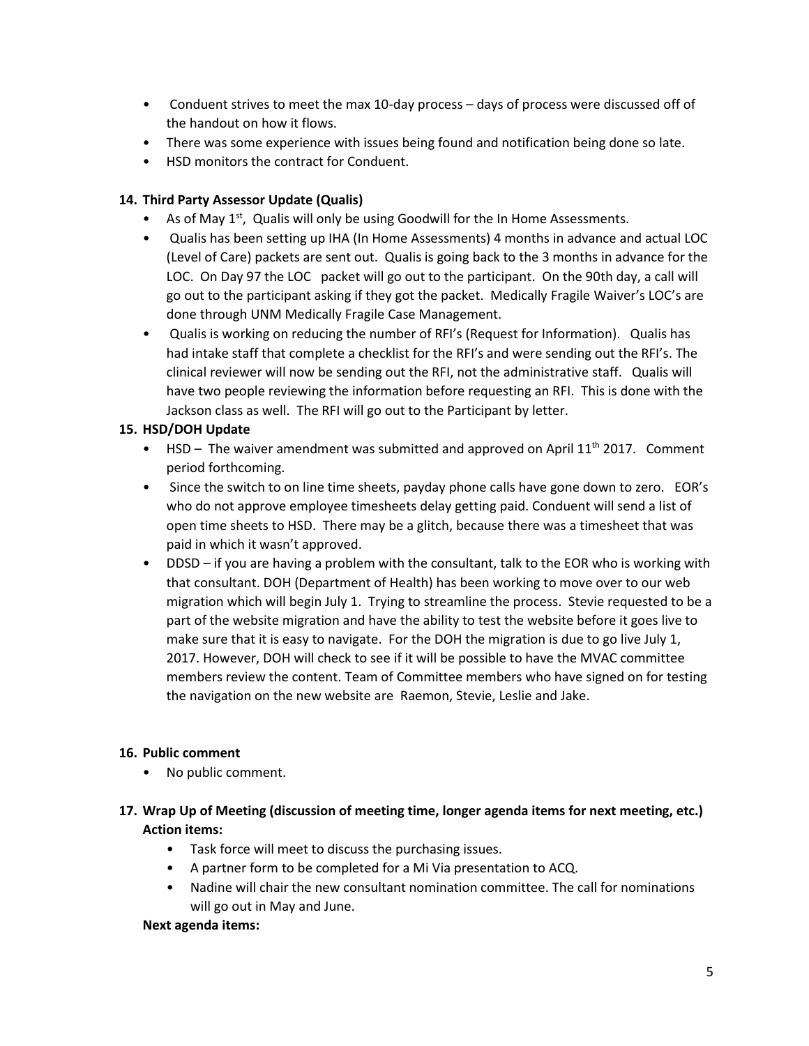- Conduent strives to meet the max 10-day process – days of process were discussed off of the handout on how it flows.
- There was some experience with issues being found and notification being done so late.
- HSD monitors the contract for Conduent.

**14. Third Party Assessor Update (Qualis)**

- As of May 1st, Qualis will only be using Goodwill for the In Home Assessments.
- Qualis has been setting up IHA (In Home Assessments) 4 months in advance and actual LOC (Level of Care) packets are sent out. Qualis is going back to the 3 months in advance for the LOC. On Day 97 the LOC packet will go out to the participant. On the 90th day, a call will go out to the participant asking if they got the packet. Medically Fragile Waiver's LOC's are done through UNM Medically Fragile Case Management.
- Qualis is working on reducing the number of RFI's (Request for Information). Qualis has had intake staff that complete a checklist for the RFI's and were sending out the RFI's. The clinical reviewer will now be sending out the RFI, not the administrative staff. Qualis will have two people reviewing the information before requesting an RFI. This is done with the Jackson class as well. The RFI will go out to the Participant by letter.

**15. HSD/DOH Update**

- HSD – The waiver amendment was submitted and approved on April 11th 2017. Comment period forthcoming.
- Since the switch to on line time sheets, payday phone calls have gone down to zero. EOR's who do not approve employee timesheets delay getting paid. Conduent will send a list of open time sheets to HSD. There may be a glitch, because there was a timesheet that was paid in which it wasn't approved.
- DDSD – if you are having a problem with the consultant, talk to the EOR who is working with that consultant. DOH (Department of Health) has been working to move over to our web migration which will begin July 1. Trying to streamline the process. Stevie requested to be a part of the website migration and have the ability to test the website before it goes live to make sure that it is easy to navigate. For the DOH the migration is due to go live July 1, 2017. However, DOH will check to see if it will be possible to have the MVAC committee members review the content. Team of Committee members who have signed on for testing the navigation on the new website are Raemon, Stevie, Leslie and Jake.

**16. Public comment**

- No public comment.

**17. Wrap Up of Meeting (discussion of meeting time, longer agenda items for next meeting, etc.)**

**Action items:**

- Task force will meet to discuss the purchasing issues.
- A partner form to be completed for a Mi Via presentation to ACQ.
- Nadine will chair the new consultant nomination committee. The call for nominations will go out in May and June.

**Next agenda items:**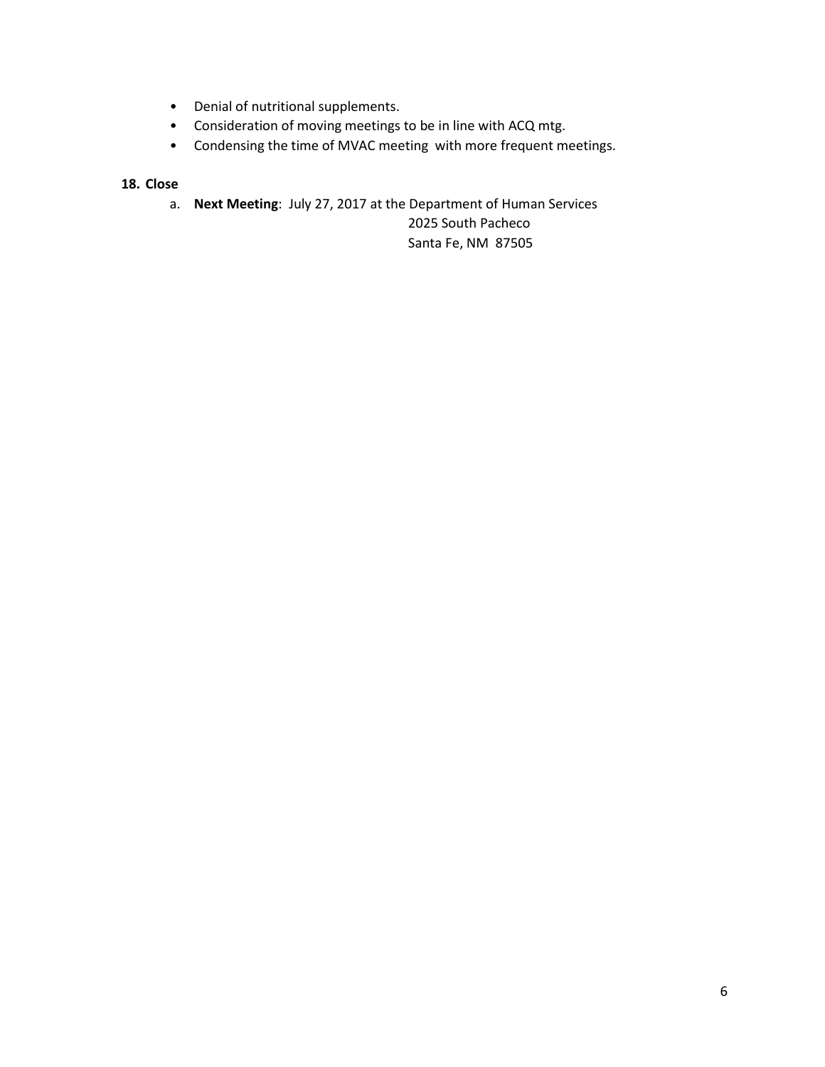- Denial of nutritional supplements.
- Consideration of moving meetings to be in line with ACQ mtg.
- Condensing the time of MVAC meeting with more frequent meetings.

**18. Close**

a. **Next Meeting**: July 27, 2017 at the Department of Human Services
   2025 South Pacheco
   Santa Fe, NM 87505